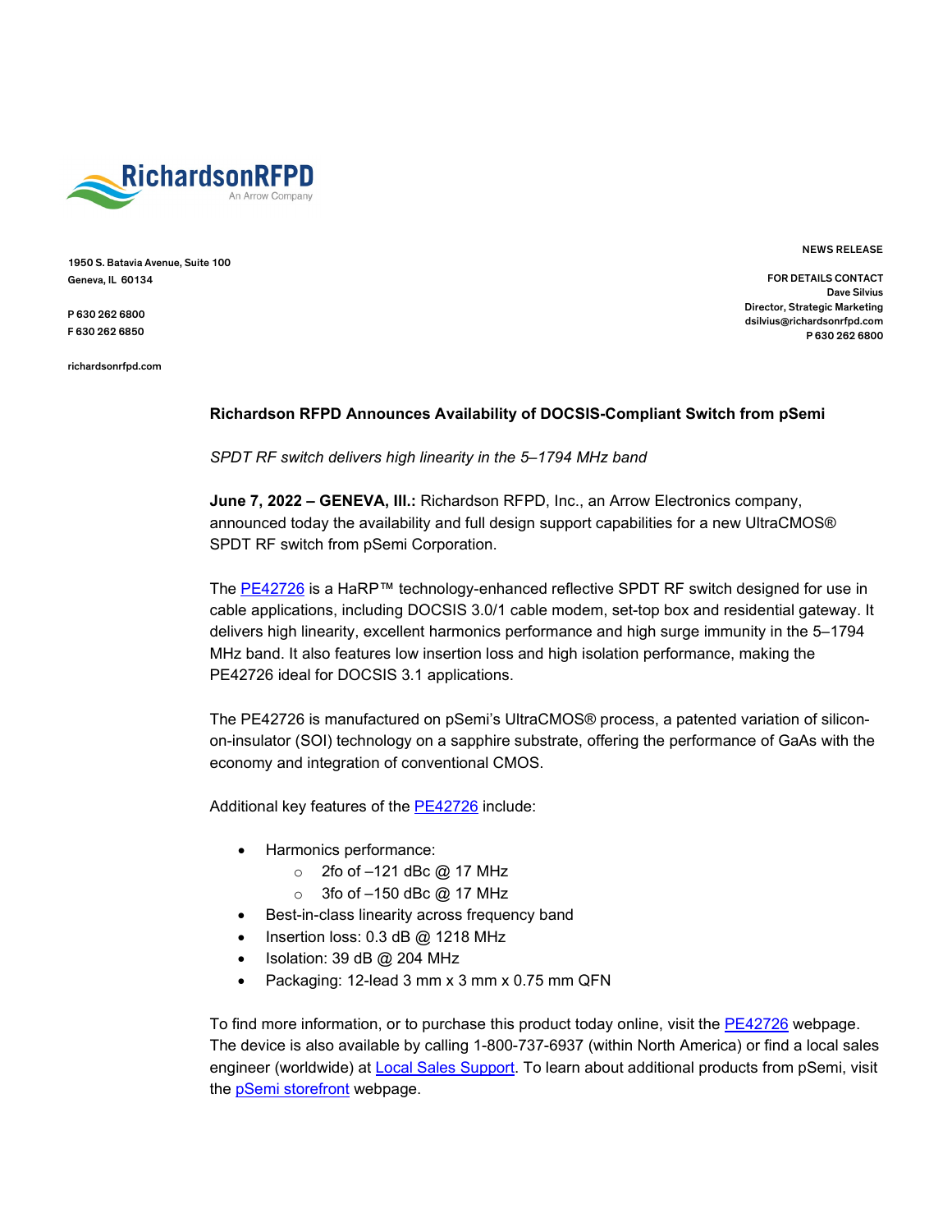RichardsonRFPD
An Arrow Company

1950 S. Batavia Avenue, Suite 100
Geneva, IL 60134

P 630 262 6800
F 630 262 6850

richardsonrfpd.com

NEWS RELEASE

FOR DETAILS CONTACT
Dave Silvius
Director, Strategic Marketing
dsilvius@richardsonrfpd.com
P 630 262 6800

## Richardson RFPD Announces Availability of DOCSIS-Compliant Switch from pSemi

*SPDT RF switch delivers high linearity in the 5–1794 MHz band*

**June 7, 2022 – GENEVA, Ill.:** Richardson RFPD, Inc., an Arrow Electronics company, announced today the availability and full design support capabilities for a new UltraCMOS® SPDT RF switch from pSemi Corporation.

The PE42726 is a HaRP™ technology-enhanced reflective SPDT RF switch designed for use in cable applications, including DOCSIS 3.0/1 cable modem, set-top box and residential gateway. It delivers high linearity, excellent harmonics performance and high surge immunity in the 5–1794 MHz band. It also features low insertion loss and high isolation performance, making the PE42726 ideal for DOCSIS 3.1 applications.

The PE42726 is manufactured on pSemi's UltraCMOS® process, a patented variation of silicon-on-insulator (SOI) technology on a sapphire substrate, offering the performance of GaAs with the economy and integration of conventional CMOS.

Additional key features of the PE42726 include:

- Harmonics performance:
  - 2fo of –121 dBc @ 17 MHz
  - 3fo of –150 dBc @ 17 MHz
- Best-in-class linearity across frequency band
- Insertion loss: 0.3 dB @ 1218 MHz
- Isolation: 39 dB @ 204 MHz
- Packaging: 12-lead 3 mm x 3 mm x 0.75 mm QFN

To find more information, or to purchase this product today online, visit the PE42726 webpage. The device is also available by calling 1-800-737-6937 (within North America) or find a local sales engineer (worldwide) at Local Sales Support. To learn about additional products from pSemi, visit the pSemi storefront webpage.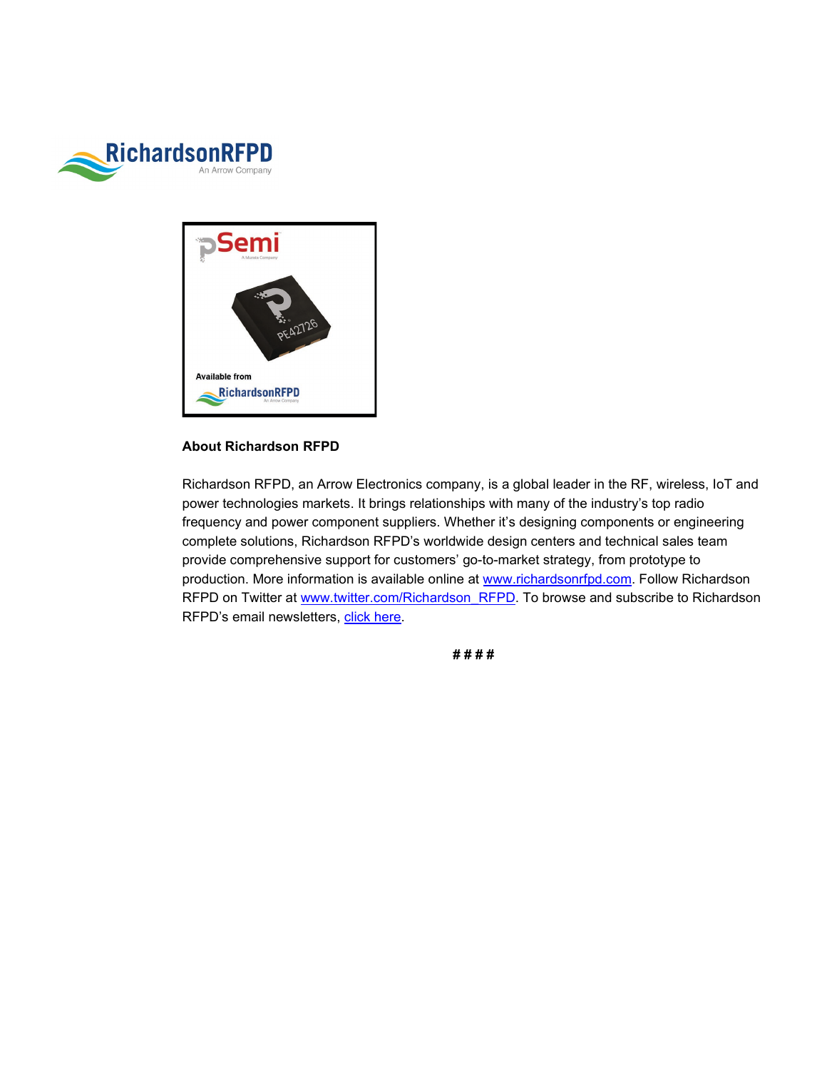## About Richardson RFPD

Richardson RFPD, an Arrow Electronics company, is a global leader in the RF, wireless, IoT and power technologies markets. It brings relationships with many of the industry's top radio frequency and power component suppliers. Whether it's designing components or engineering complete solutions, Richardson RFPD's worldwide design centers and technical sales team provide comprehensive support for customers' go-to-market strategy, from prototype to production. More information is available online at www.richardsonrfpd.com. Follow Richardson RFPD on Twitter at www.twitter.com/Richardson_RFPD. To browse and subscribe to Richardson RFPD's email newsletters, click here.

####